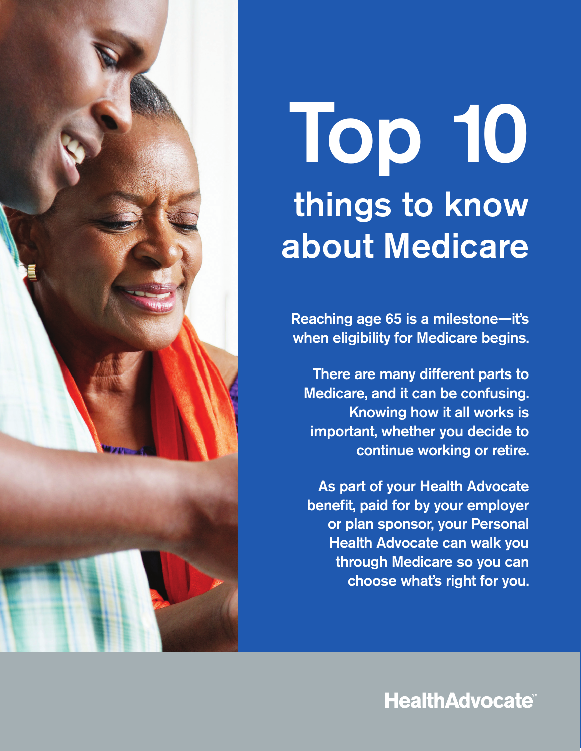# Top 10 things to know about Medicare

Reaching age 65 is a milestone—it's when eligibility for Medicare begins.

There are many different parts to Medicare, and it can be confusing. Knowing how it all works is important, whether you decide to continue working or retire.

As part of your Health Advocate benefit, paid for by your employer or plan sponsor, your Personal Health Advocate can walk you through Medicare so you can choose what's right for you.

HealthAdvocate℠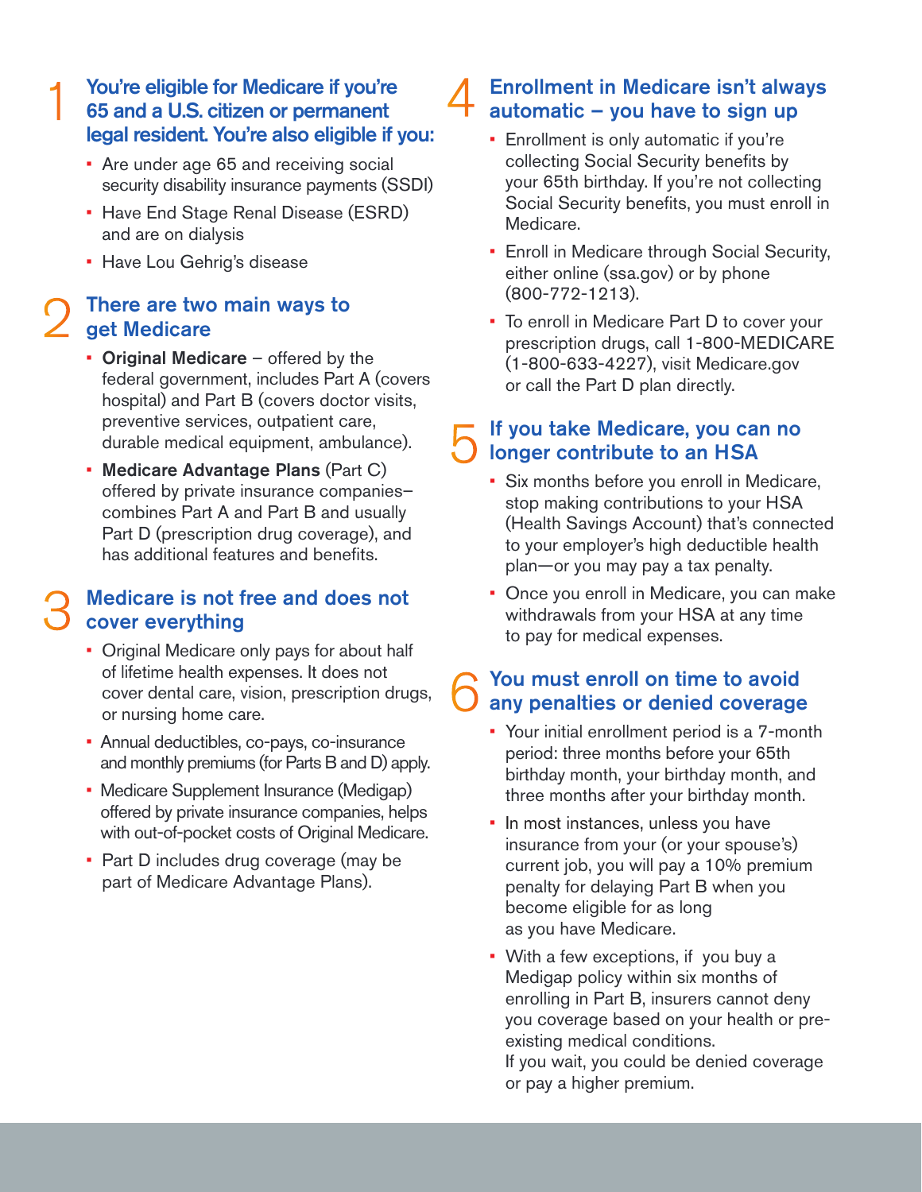## 1 You're eligible for Medicare if you're 65 and a U.S. citizen or permanent legal resident. You're also eligible if you:

- Are under age 65 and receiving social security disability insurance payments (SSDI)
- Have End Stage Renal Disease (ESRD) and are on dialysis
- Have Lou Gehrig's disease

## 2 There are two main ways to get Medicare

- **Original Medicare** – offered by the federal government, includes Part A (covers hospital) and Part B (covers doctor visits, preventive services, outpatient care, durable medical equipment, ambulance).
- **Medicare Advantage Plans** (Part C) offered by private insurance companies–combines Part A and Part B and usually Part D (prescription drug coverage), and has additional features and benefits.

## 3 Medicare is not free and does not cover everything

- Original Medicare only pays for about half of lifetime health expenses. It does not cover dental care, vision, prescription drugs, or nursing home care.
- Annual deductibles, co-pays, co-insurance and monthly premiums (for Parts B and D) apply.
- Medicare Supplement Insurance (Medigap) offered by private insurance companies, helps with out-of-pocket costs of Original Medicare.
- Part D includes drug coverage (may be part of Medicare Advantage Plans).

## 4 Enrollment in Medicare isn't always automatic – you have to sign up

- Enrollment is only automatic if you're collecting Social Security benefits by your 65th birthday. If you're not collecting Social Security benefits, you must enroll in Medicare.
- Enroll in Medicare through Social Security, either online (ssa.gov) or by phone (800-772-1213).
- To enroll in Medicare Part D to cover your prescription drugs, call 1-800-MEDICARE (1-800-633-4227), visit Medicare.gov or call the Part D plan directly.

## 5 If you take Medicare, you can no longer contribute to an HSA

- Six months before you enroll in Medicare, stop making contributions to your HSA (Health Savings Account) that's connected to your employer's high deductible health plan—or you may pay a tax penalty.
- Once you enroll in Medicare, you can make withdrawals from your HSA at any time to pay for medical expenses.

## 6 You must enroll on time to avoid any penalties or denied coverage

- Your initial enrollment period is a 7-month period: three months before your 65th birthday month, your birthday month, and three months after your birthday month.
- In most instances, unless you have insurance from your (or your spouse's) current job, you will pay a 10% premium penalty for delaying Part B when you become eligible for as long as you have Medicare.
- With a few exceptions, if you buy a Medigap policy within six months of enrolling in Part B, insurers cannot deny you coverage based on your health or pre-existing medical conditions. If you wait, you could be denied coverage or pay a higher premium.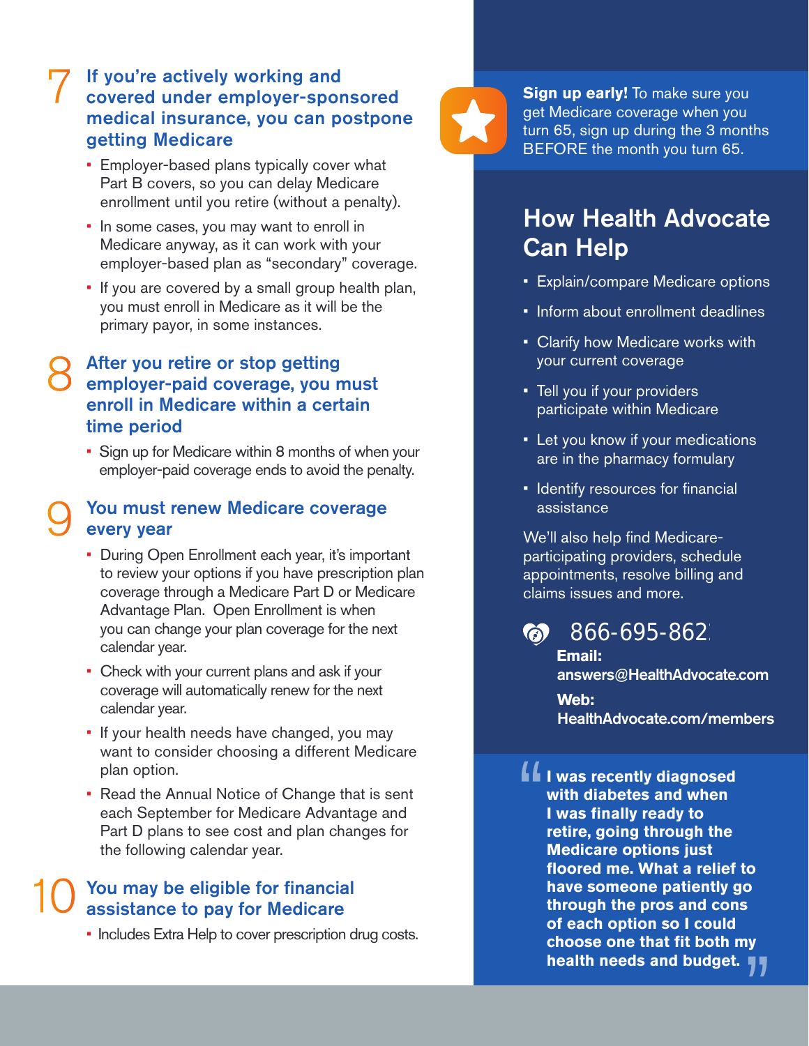## 7 If you're actively working and covered under employer-sponsored medical insurance, you can postpone getting Medicare

- Employer-based plans typically cover what Part B covers, so you can delay Medicare enrollment until you retire (without a penalty).
- In some cases, you may want to enroll in Medicare anyway, as it can work with your employer-based plan as "secondary" coverage.
- If you are covered by a small group health plan, you must enroll in Medicare as it will be the primary payor, in some instances.

## 8 After you retire or stop getting employer-paid coverage, you must enroll in Medicare within a certain time period

- Sign up for Medicare within 8 months of when your employer-paid coverage ends to avoid the penalty.

## 9 You must renew Medicare coverage every year

- During Open Enrollment each year, it's important to review your options if you have prescription plan coverage through a Medicare Part D or Medicare Advantage Plan. Open Enrollment is when you can change your plan coverage for the next calendar year.
- Check with your current plans and ask if your coverage will automatically renew for the next calendar year.
- If your health needs have changed, you may want to consider choosing a different Medicare plan option.
- Read the Annual Notice of Change that is sent each September for Medicare Advantage and Part D plans to see cost and plan changes for the following calendar year.

## 10 You may be eligible for financial assistance to pay for Medicare

- Includes Extra Help to cover prescription drug costs.

**Sign up early!** To make sure you get Medicare coverage when you turn 65, sign up during the 3 months BEFORE the month you turn 65.

## How Health Advocate Can Help

- Explain/compare Medicare options
- Inform about enrollment deadlines
- Clarify how Medicare works with your current coverage
- Tell you if your providers participate within Medicare
- Let you know if your medications are in the pharmacy formulary
- Identify resources for financial assistance

We'll also help find Medicare-participating providers, schedule appointments, resolve billing and claims issues and more.

866-695-862

**Email:**
**answers@HealthAdvocate.com**

**Web:**
**HealthAdvocate.com/members**

**"I was recently diagnosed with diabetes and when I was finally ready to retire, going through the Medicare options just floored me. What a relief to have someone patiently go through the pros and cons of each option so I could choose one that fit both my health needs and budget."**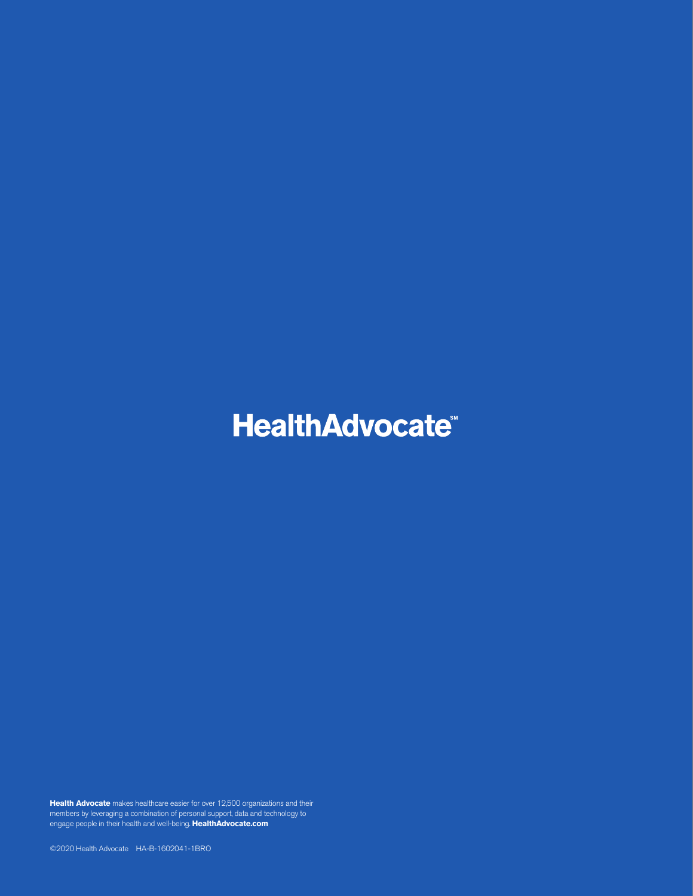HealthAdvocate℠

**Health Advocate** makes healthcare easier for over 12,500 organizations and their members by leveraging a combination of personal support, data and technology to engage people in their health and well-being. **HealthAdvocate.com**

©2020 Health Advocate HA-B-1602041-1BRO